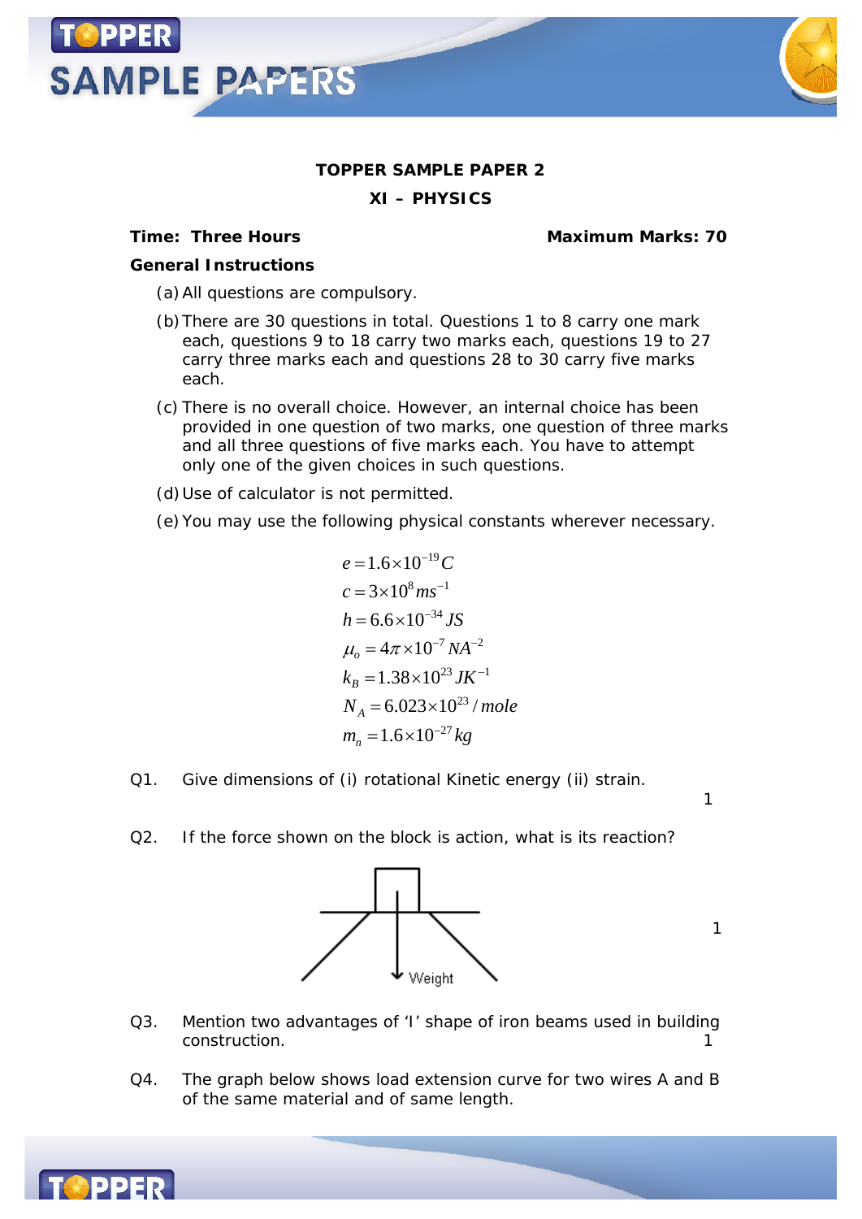**TOPPER SAMPLE PAPER 2**

**XI – PHYSICS**

**Time: Three Hours** **Maximum Marks: 70**

**General Instructions**

(a) All questions are compulsory.

(b) There are 30 questions in total. Questions 1 to 8 carry one mark each, questions 9 to 18 carry two marks each, questions 19 to 27 carry three marks each and questions 28 to 30 carry five marks each.

(c) There is no overall choice. However, an internal choice has been provided in one question of two marks, one question of three marks and all three questions of five marks each. You have to attempt only one of the given choices in such questions.

(d) Use of calculator is not permitted.

(e) You may use the following physical constants wherever necessary.

$$e = 1.6 \times 10^{-19} C$$
$$c = 3 \times 10^{8} ms^{-1}$$
$$h = 6.6 \times 10^{-34} JS$$
$$\mu_o = 4\pi \times 10^{-7} NA^{-2}$$
$$k_B = 1.38 \times 10^{23} JK^{-1}$$
$$N_A = 6.023 \times 10^{23} / mole$$
$$m_n = 1.6 \times 10^{-27} kg$$

Q1. Give dimensions of (i) rotational Kinetic energy (ii) strain. 1

Q2. If the force shown on the block is action, what is its reaction? 1

Weight

Q3. Mention two advantages of 'I' shape of iron beams used in building construction. 1

Q4. The graph below shows load extension curve for two wires A and B of the same material and of same length.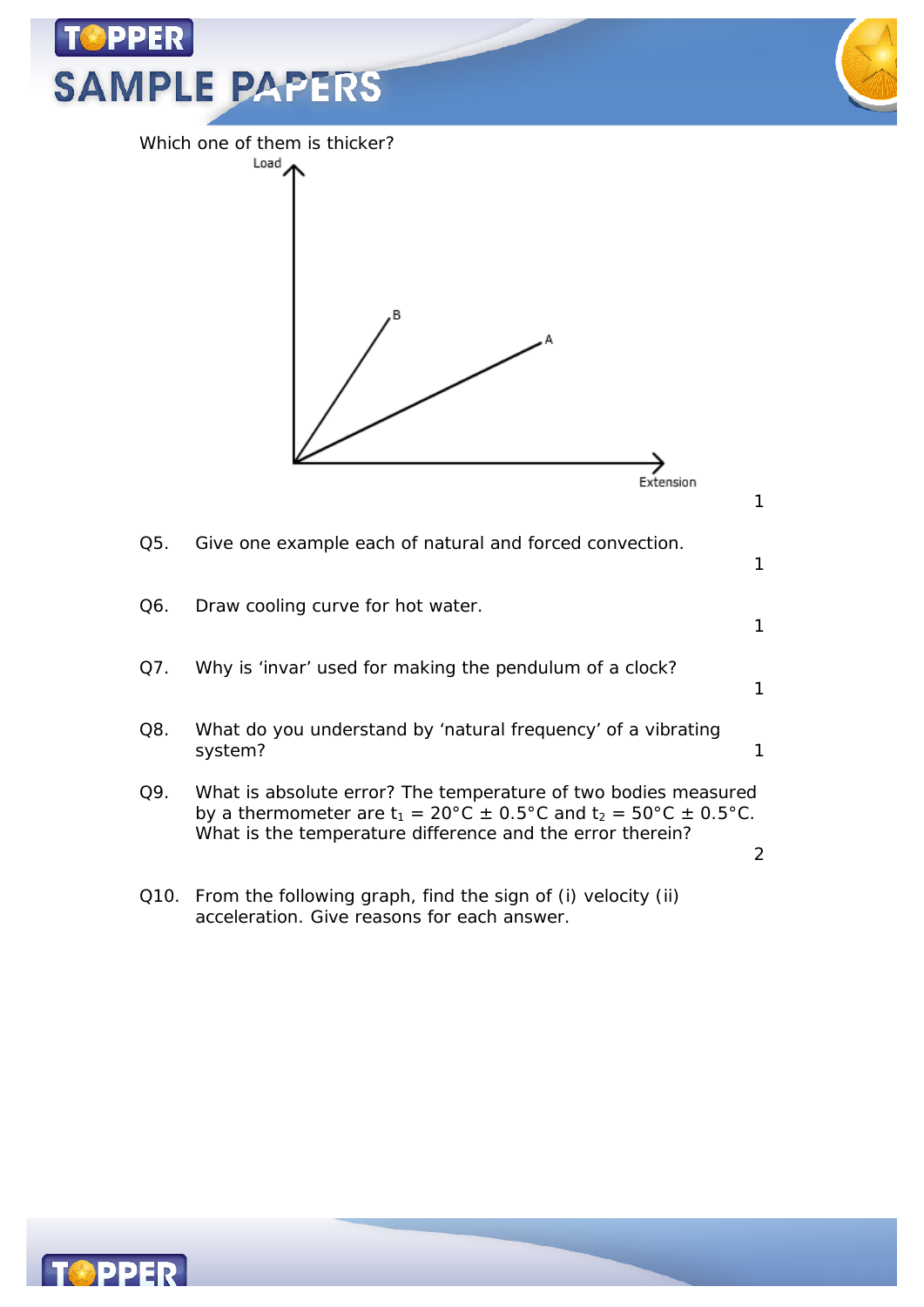Which one of them is thicker?

Load

B

A

Extension

1

Q5. Give one example each of natural and forced convection.

1

Q6. Draw cooling curve for hot water.

1

Q7. Why is ‘invar’ used for making the pendulum of a clock?

1

Q8. What do you understand by ‘natural frequency’ of a vibrating system?

1

Q9. What is absolute error? The temperature of two bodies measured by a thermometer are $t_1 = 20°C \pm 0.5°C$ and $t_2 = 50°C \pm 0.5°C$. What is the temperature difference and the error therein?

2

Q10. From the following graph, find the sign of (i) velocity (ii) acceleration. Give reasons for each answer.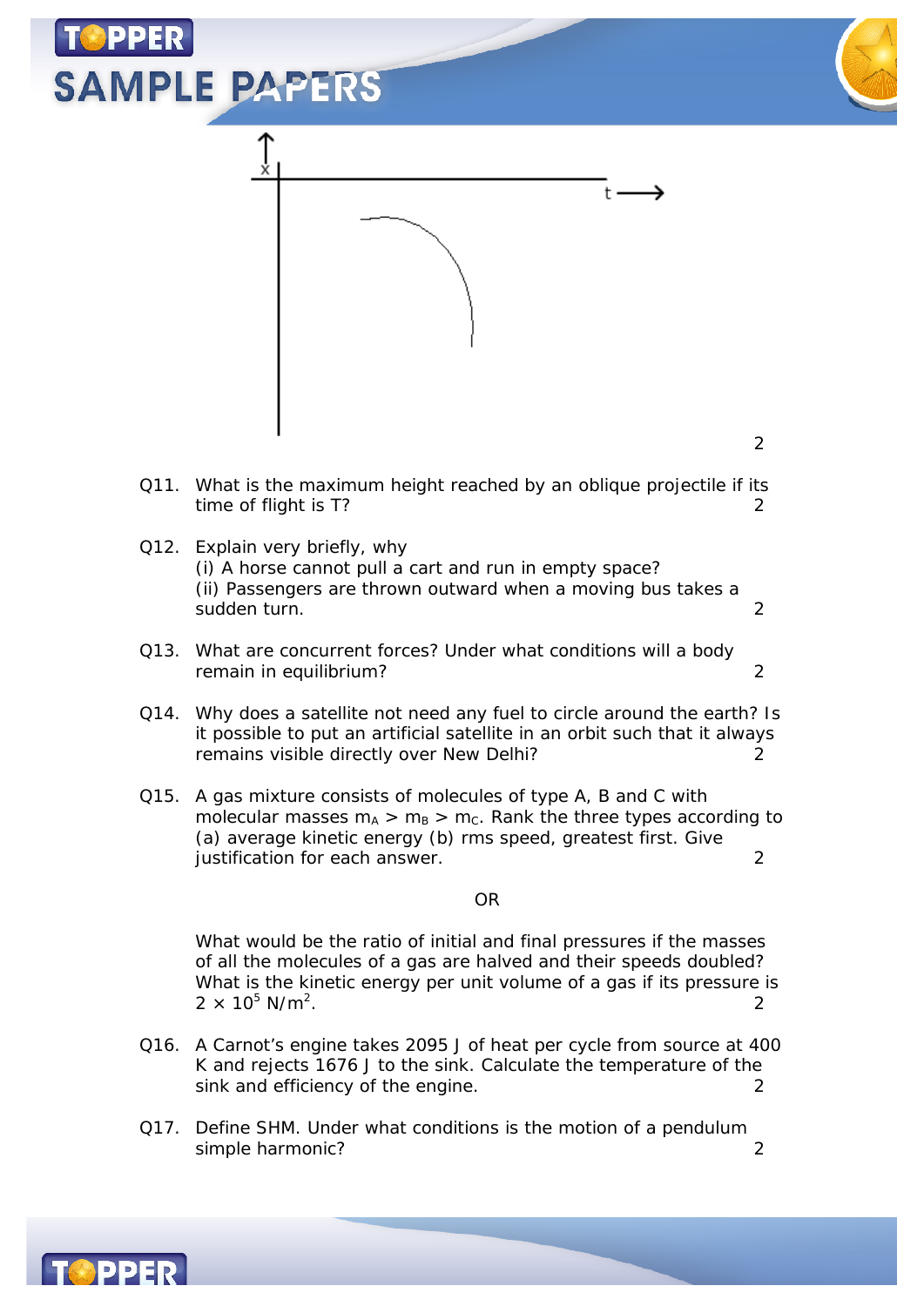2

Q11. What is the maximum height reached by an oblique projectile if its time of flight is T? 2

Q12. Explain very briefly, why
(i) A horse cannot pull a cart and run in empty space?
(ii) Passengers are thrown outward when a moving bus takes a sudden turn. 2

Q13. What are concurrent forces? Under what conditions will a body remain in equilibrium? 2

Q14. Why does a satellite not need any fuel to circle around the earth? Is it possible to put an artificial satellite in an orbit such that it always remains visible directly over New Delhi? 2

Q15. A gas mixture consists of molecules of type A, B and C with molecular masses $m_A > m_B > m_C$. Rank the three types according to (a) average kinetic energy (b) rms speed, greatest first. Give justification for each answer. 2

OR

What would be the ratio of initial and final pressures if the masses of all the molecules of a gas are halved and their speeds doubled? What is the kinetic energy per unit volume of a gas if its pressure is $2 \times 10^5$ N/m$^2$. 2

Q16. A Carnot's engine takes 2095 J of heat per cycle from source at 400 K and rejects 1676 J to the sink. Calculate the temperature of the sink and efficiency of the engine. 2

Q17. Define SHM. Under what conditions is the motion of a pendulum simple harmonic? 2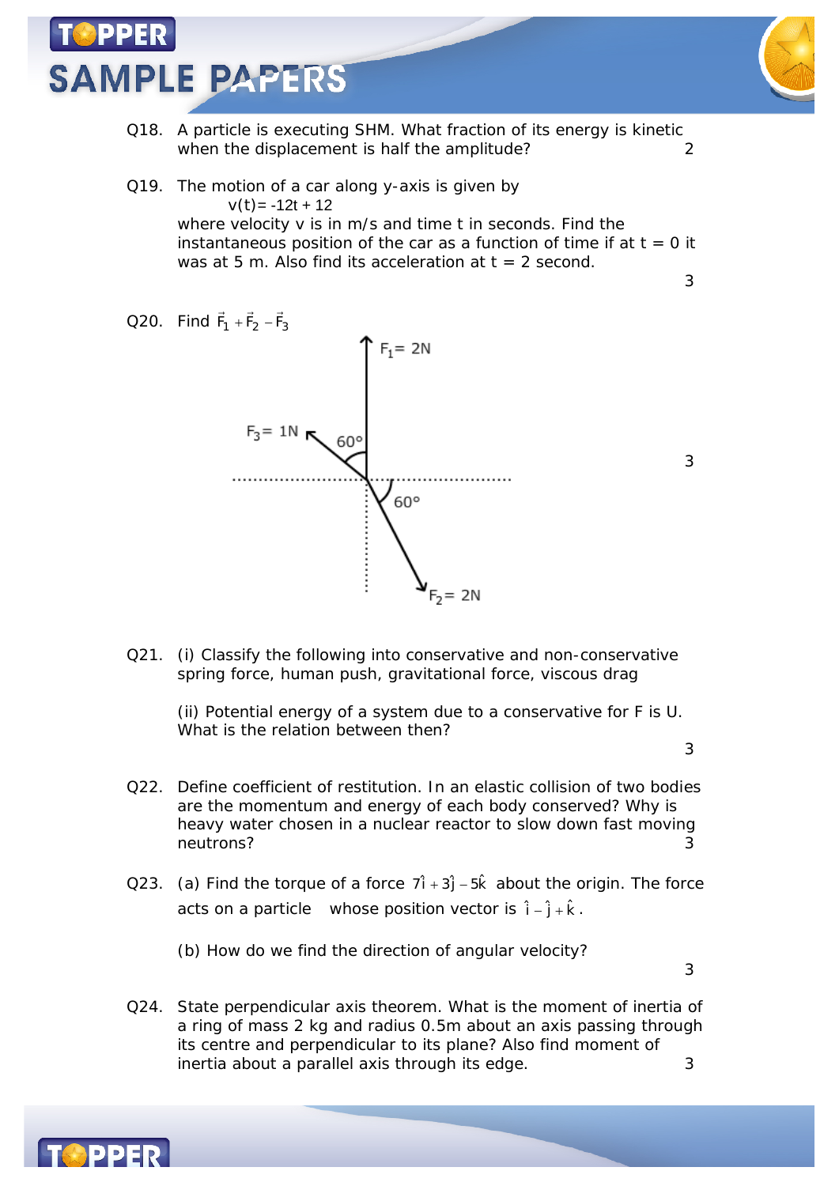Q18. A particle is executing SHM. What fraction of its energy is kinetic when the displacement is half the amplitude? 2

Q19. The motion of a car along y-axis is given by

$v(t) = -12t + 12$

where velocity v is in m/s and time t in seconds. Find the instantaneous position of the car as a function of time if at t = 0 it was at 5 m. Also find its acceleration at t = 2 second. 3

Q20. Find $\vec{F}_1 + \vec{F}_2 - \vec{F}_3$ 3

$F_1 = 2N$

$F_3 = 1N$

60°

60°

$F_2 = 2N$

Q21. (i) Classify the following into conservative and non-conservative spring force, human push, gravitational force, viscous drag

(ii) Potential energy of a system due to a conservative for F is U. What is the relation between then? 3

Q22. Define coefficient of restitution. In an elastic collision of two bodies are the momentum and energy of each body conserved? Why is heavy water chosen in a nuclear reactor to slow down fast moving neutrons? 3

Q23. (a) Find the torque of a force $7\hat{i} + 3\hat{j} - 5\hat{k}$ about the origin. The force acts on a particle whose position vector is $\hat{i} - \hat{j} + \hat{k}$.

(b) How do we find the direction of angular velocity? 3

Q24. State perpendicular axis theorem. What is the moment of inertia of a ring of mass 2 kg and radius 0.5m about an axis passing through its centre and perpendicular to its plane? Also find moment of inertia about a parallel axis through its edge. 3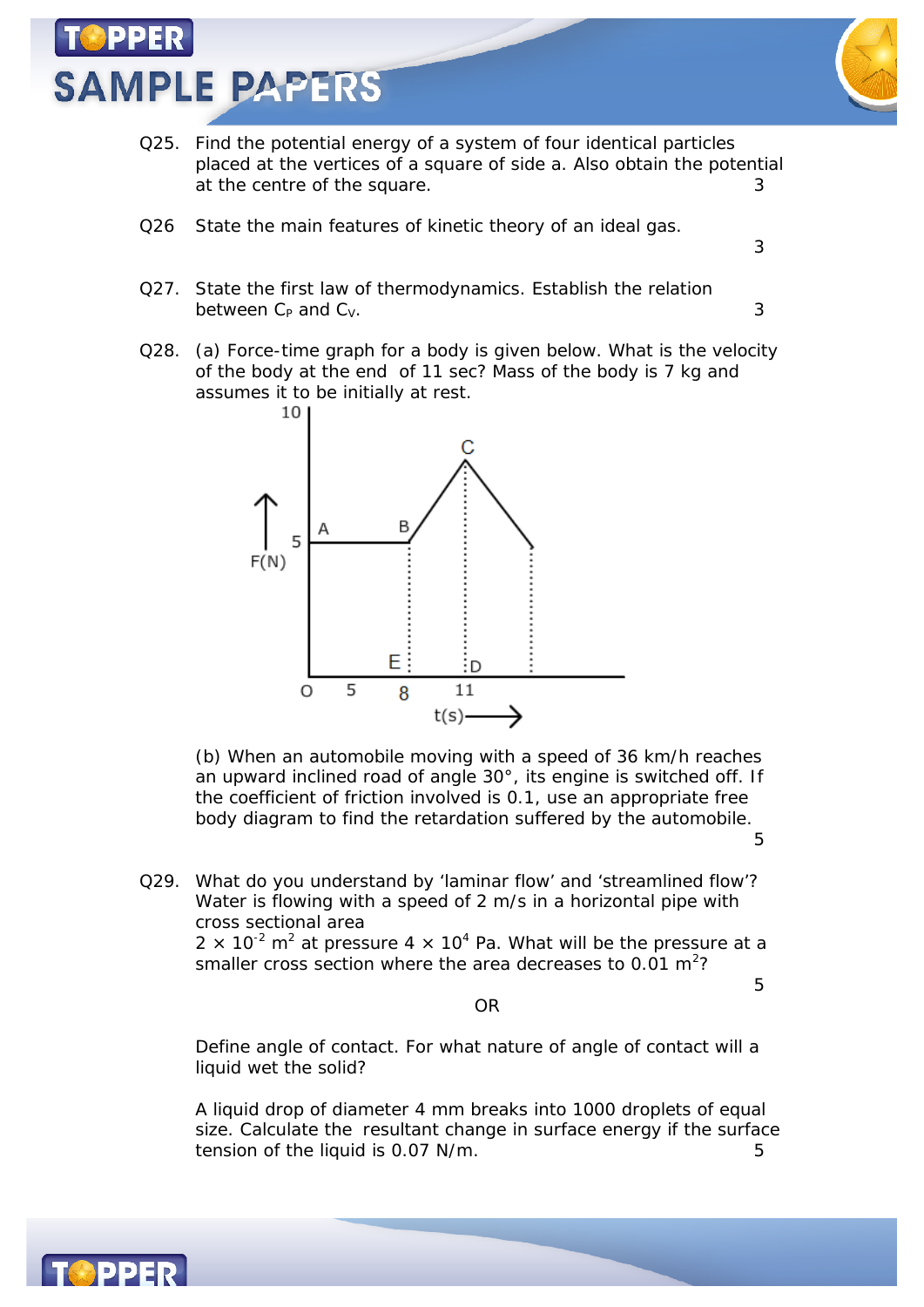Q25. Find the potential energy of a system of four identical particles placed at the vertices of a square of side a. Also obtain the potential at the centre of the square. 3

Q26 State the main features of kinetic theory of an ideal gas. 3

Q27. State the first law of thermodynamics. Establish the relation between $C_P$ and $C_V$. 3

Q28. (a) Force-time graph for a body is given below. What is the velocity of the body at the end of 11 sec? Mass of the body is 7 kg and assumes it to be initially at rest.

(b) When an automobile moving with a speed of 36 km/h reaches an upward inclined road of angle 30°, its engine is switched off. If the coefficient of friction involved is 0.1, use an appropriate free body diagram to find the retardation suffered by the automobile. 5

Q29. What do you understand by 'laminar flow' and 'streamlined flow'? Water is flowing with a speed of 2 m/s in a horizontal pipe with cross sectional area $2 \times 10^{-2}$ m$^2$ at pressure $4 \times 10^4$ Pa. What will be the pressure at a smaller cross section where the area decreases to 0.01 m$^2$? 5

OR

Define angle of contact. For what nature of angle of contact will a liquid wet the solid?

A liquid drop of diameter 4 mm breaks into 1000 droplets of equal size. Calculate the resultant change in surface energy if the surface tension of the liquid is 0.07 N/m. 5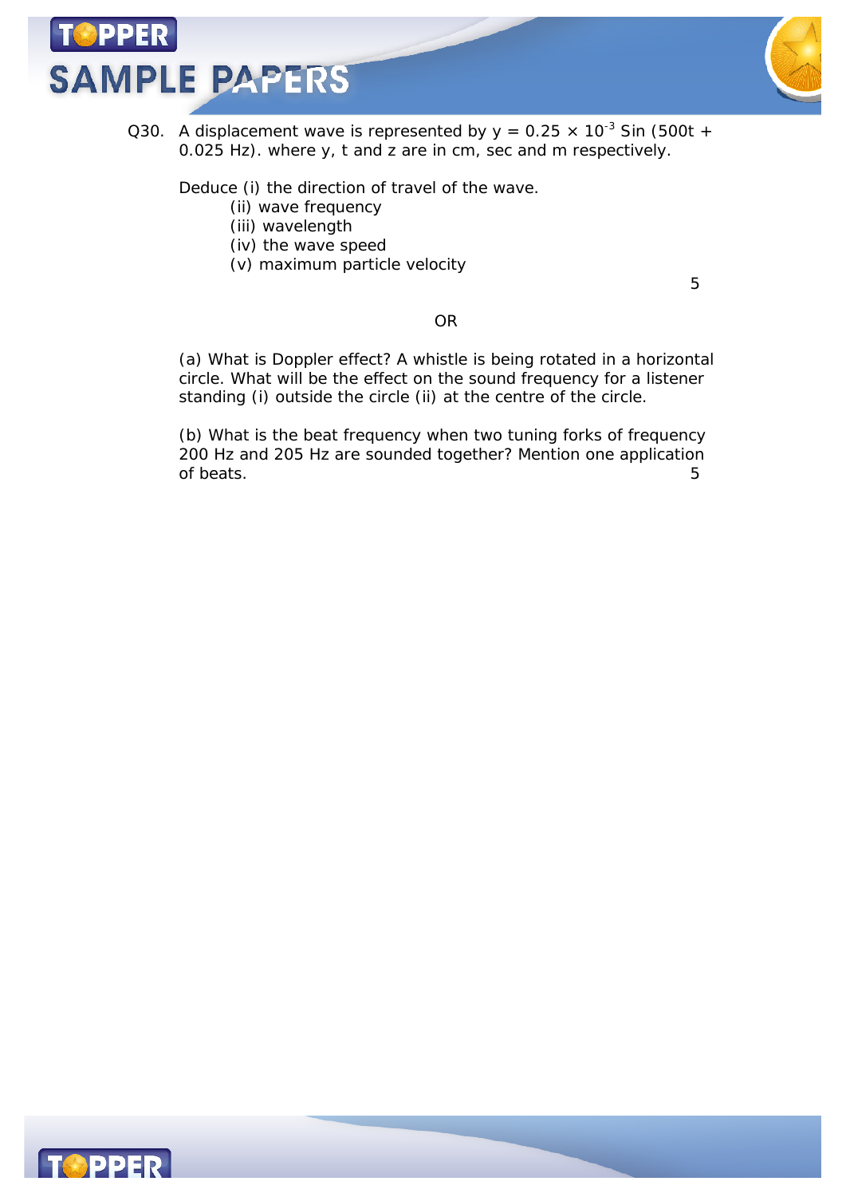Q30. A displacement wave is represented by $y = 0.25 \times 10^{-3}$ Sin (500t + 0.025 Hz). where y, t and z are in cm, sec and m respectively.

Deduce (i) the direction of travel of the wave.

(ii) wave frequency

(iii) wavelength

(iv) the wave speed

(v) maximum particle velocity

5

OR

(a) What is Doppler effect? A whistle is being rotated in a horizontal circle. What will be the effect on the sound frequency for a listener standing (i) outside the circle (ii) at the centre of the circle.

(b) What is the beat frequency when two tuning forks of frequency 200 Hz and 205 Hz are sounded together? Mention one application of beats. 5